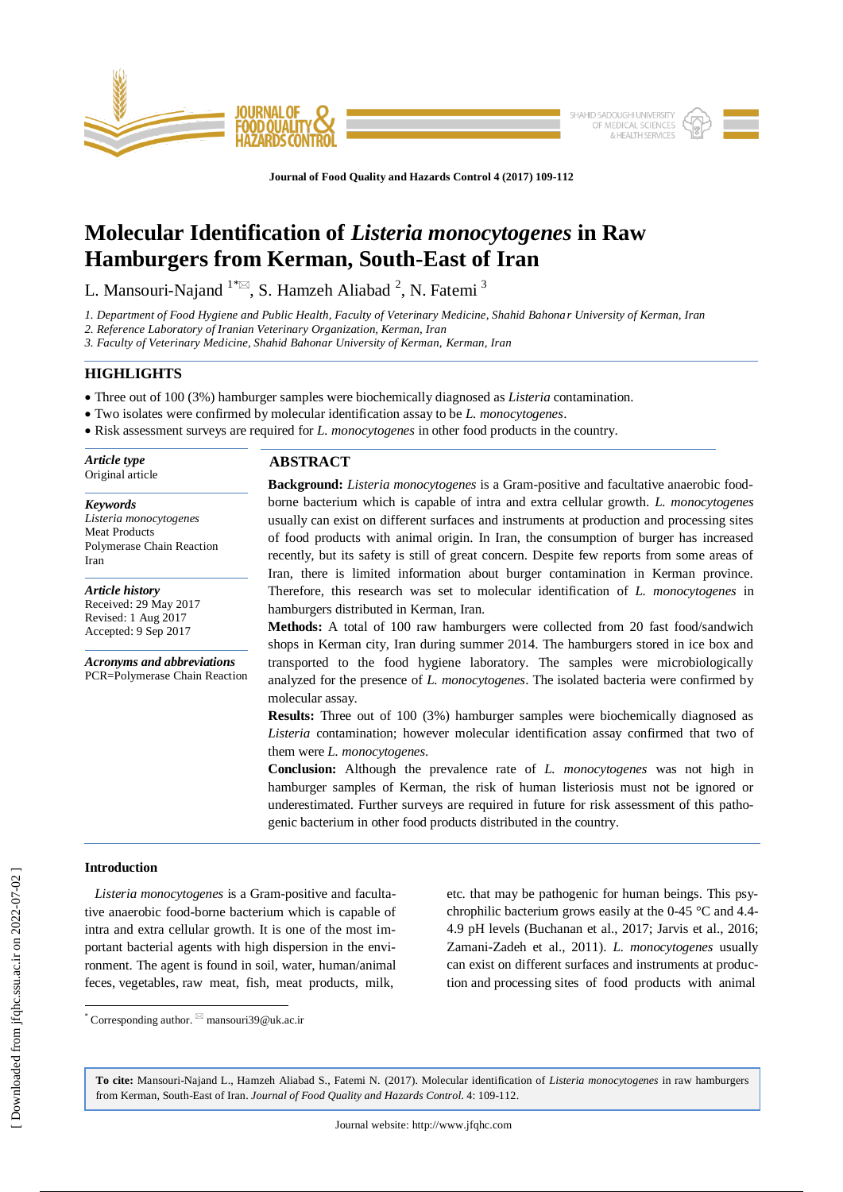# Molecular Identification of *Listeria monocytogenes* in Raw Hamburgers from Kerman, South-East of Iran

L. Mansouri-Najand [1*], S. Hamzeh Aliabad [2], N. Fatemi [3]

*1. Department of Food Hygiene and Public Health, Faculty of Veterinary Medicine, Shahid Bahonar University of Kerman, Iran*
*2. Reference Laboratory of Iranian Veterinary Organization, Kerman, Iran*
*3. Faculty of Veterinary Medicine, Shahid Bahonar University of Kerman, Kerman, Iran*

## HIGHLIGHTS

- Three out of 100 (3%) hamburger samples were biochemically diagnosed as *Listeria* contamination.
- Two isolates were confirmed by molecular identification assay to be *L. monocytogenes*.
- Risk assessment surveys are required for *L. monocytogenes* in other food products in the country.

***Article type***
Original article

***Keywords***
*Listeria monocytogenes*
Meat Products
Polymerase Chain Reaction
Iran

***Article history***
Received: 29 May 2017
Revised: 1 Aug 2017
Accepted: 9 Sep 2017

***Acronyms and abbreviations***
PCR=Polymerase Chain Reaction

## ABSTRACT

**Background:** *Listeria monocytogenes* is a Gram-positive and facultative anaerobic food-borne bacterium which is capable of intra and extra cellular growth. *L. monocytogenes* usually can exist on different surfaces and instruments at production and processing sites of food products with animal origin. In Iran, the consumption of burger has increased recently, but its safety is still of great concern. Despite few reports from some areas of Iran, there is limited information about burger contamination in Kerman province. Therefore, this research was set to molecular identification of *L. monocytogenes* in hamburgers distributed in Kerman, Iran.

**Methods:** A total of 100 raw hamburgers were collected from 20 fast food/sandwich shops in Kerman city, Iran during summer 2014. The hamburgers stored in ice box and transported to the food hygiene laboratory. The samples were microbiologically analyzed for the presence of *L. monocytogenes*. The isolated bacteria were confirmed by molecular assay.

**Results:** Three out of 100 (3%) hamburger samples were biochemically diagnosed as *Listeria* contamination; however molecular identification assay confirmed that two of them were *L. monocytogenes.*

**Conclusion:** Although the prevalence rate of *L. monocytogenes* was not high in hamburger samples of Kerman, the risk of human listeriosis must not be ignored or underestimated. Further surveys are required in future for risk assessment of this pathogenic bacterium in other food products distributed in the country.

## Introduction

*Listeria monocytogenes* is a Gram-positive and facultative anaerobic food-borne bacterium which is capable of intra and extra cellular growth. It is one of the most important bacterial agents with high dispersion in the environment. The agent is found in soil, water, human/animal feces, vegetables, raw meat, fish, meat products, milk, etc. that may be pathogenic for human beings. This psychrophilic bacterium grows easily at the 0-45 °C and 4.4-4.9 pH levels (Buchanan et al., 2017; Jarvis et al., 2016; Zamani-Zadeh et al., 2011). *L. monocytogenes* usually can exist on different surfaces and instruments at production and processing sites of food products with animal

[*] Corresponding author. mansouri39@uk.ac.ir

**To cite:** Mansouri-Najand L., Hamzeh Aliabad S., Fatemi N. (2017). Molecular identification of *Listeria monocytogenes* in raw hamburgers from Kerman, South-East of Iran. *Journal of Food Quality and Hazards Control.* 4: 109-112.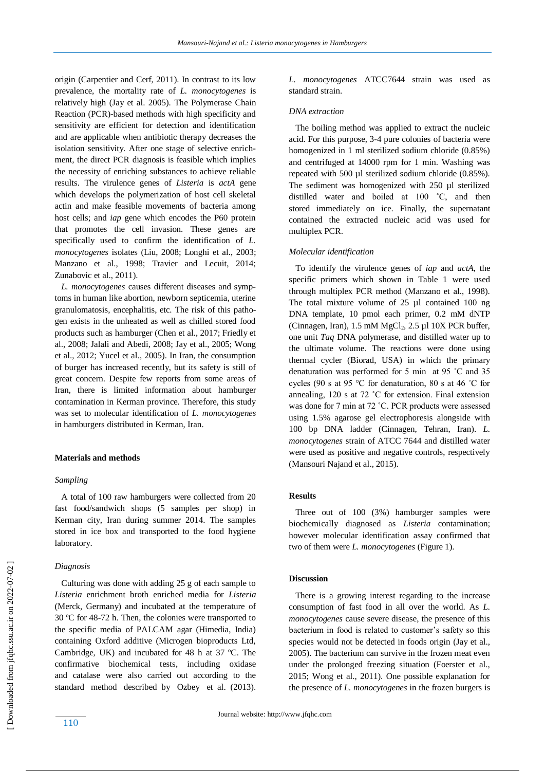origin (Carpentier and Cerf, 2011). In contrast to its low prevalence, the mortality rate of *L. monocytogenes* is relatively high (Jay et al. 2005). The Polymerase Chain Reaction (PCR)-based methods with high specificity and sensitivity are efficient for detection and identification and are applicable when antibiotic therapy decreases the isolation sensitivity. After one stage of selective enrichment, the direct PCR diagnosis is feasible which implies the necessity of enriching substances to achieve reliable results. The virulence genes of *Listeria* is *actA* gene which develops the polymerization of host cell skeletal actin and make feasible movements of bacteria among host cells; and *iap* gene which encodes the P60 protein that promotes the cell invasion. These genes are specifically used to confirm the identification of *L. monocytogenes* isolates (Liu, 2008; Longhi et al., 2003; Manzano et al., 1998; Travier and Lecuit, 2014; Zunabovic et al., 2011).

*L. monocytogenes* causes different diseases and symptoms in human like abortion, newborn septicemia, uterine granulomatosis, encephalitis, etc. The risk of this pathogen exists in the unheated as well as chilled stored food products such as hamburger (Chen et al., 2017; Friedly et al., 2008; Jalali and Abedi, 2008; Jay et al., 2005; Wong et al., 2012; Yucel et al., 2005). In Iran, the consumption of burger has increased recently, but its safety is still of great concern. Despite few reports from some areas of Iran, there is limited information about hamburger contamination in Kerman province. Therefore, this study was set to molecular identification of *L. monocytogenes* in hamburgers distributed in Kerman, Iran.

## Materials and methods

### *Sampling*

A total of 100 raw hamburgers were collected from 20 fast food/sandwich shops (5 samples per shop) in Kerman city, Iran during summer 2014. The samples stored in ice box and transported to the food hygiene laboratory.

### *Diagnosis*

Culturing was done with adding 25 g of each sample to *Listeria* enrichment broth enriched media for *Listeria* (Merck, Germany) and incubated at the temperature of 30 ºC for 48-72 h. Then, the colonies were transported to the specific media of PALCAM agar (Himedia, India) containing Oxford additive (Microgen bioproducts Ltd, Cambridge, UK) and incubated for 48 h at 37 ºC. The confirmative biochemical tests, including oxidase and catalase were also carried out according to the standard method described by Ozbey et al. (2013). *L. monocytogenes* ATCC7644 strain was used as standard strain.

### *DNA extraction*

The boiling method was applied to extract the nucleic acid. For this purpose, 3-4 pure colonies of bacteria were homogenized in 1 ml sterilized sodium chloride (0.85%) and centrifuged at 14000 rpm for 1 min. Washing was repeated with 500 µl sterilized sodium chloride (0.85%). The sediment was homogenized with 250 µl sterilized distilled water and boiled at 100 ˚C, and then stored immediately on ice. Finally, the supernatant contained the extracted nucleic acid was used for multiplex PCR.

### *Molecular identification*

To identify the virulence genes of *iap* and *actA*, the specific primers which shown in Table 1 were used through multiplex PCR method (Manzano et al., 1998). The total mixture volume of 25 µl contained 100 ng DNA template, 10 pmol each primer, 0.2 mM dNTP (Cinnagen, Iran), 1.5 mM $MgCl_2$, 2.5 µl 10X PCR buffer, one unit *Taq* DNA polymerase, and distilled water up to the ultimate volume. The reactions were done using thermal cycler (Biorad, USA) in which the primary denaturation was performed for 5 min at 95 ˚C and 35 cycles (90 s at 95 ℃ for denaturation, 80 s at 46 ˚C for annealing, 120 s at 72 ˚C for extension. Final extension was done for 7 min at 72 ˚C. PCR products were assessed using 1.5% agarose gel electrophoresis alongside with 100 bp DNA ladder (Cinnagen, Tehran, Iran). *L. monocytogenes* strain of ATCC 7644 and distilled water were used as positive and negative controls, respectively (Mansouri Najand et al., 2015).

## Results

Three out of 100 (3%) hamburger samples were biochemically diagnosed as *Listeria* contamination; however molecular identification assay confirmed that two of them were *L. monocytogenes* (Figure 1).

## Discussion

There is a growing interest regarding to the increase consumption of fast food in all over the world. As *L. monocytogenes* cause severe disease, the presence of this bacterium in food is related to customer's safety so this species would not be detected in foods origin (Jay et al., 2005). The bacterium can survive in the frozen meat even under the prolonged freezing situation (Foerster et al., 2015; Wong et al., 2011). One possible explanation for the presence of *L. monocytogenes* in the frozen burgers is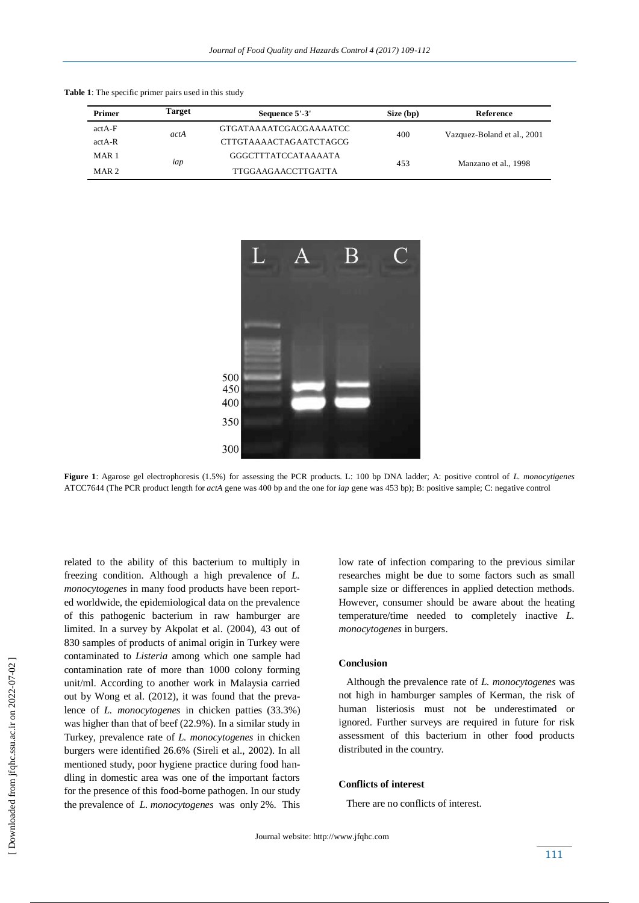**Table 1**: The specific primer pairs used in this study

| Primer | Target | Sequence 5'-3' | Size (bp) | Reference |
|---|---|---|---|---|
| actA-F | *actA* | GTGATAAAATCGACGAAAATCC | 400 | Vazquez-Boland et al., 2001 |
| actA-R | | CTTGTAAAACTAGAATCTAGCG | | |
| MAR 1 | *iap* | GGGCTTTATCCATAAAATA | 453 | Manzano et al., 1998 |
| MAR 2 | | TTGGAAGAACCTTGATTA | | |

**Figure 1**: Agarose gel electrophoresis (1.5%) for assessing the PCR products. L: 100 bp DNA ladder; A: positive control of *L. monocytigenes* ATCC7644 (The PCR product length for *actA* gene was 400 bp and the one for *iap* gene was 453 bp); B: positive sample; C: negative control

related to the ability of this bacterium to multiply in freezing condition. Although a high prevalence of *L. monocytogenes* in many food products have been reported worldwide, the epidemiological data on the prevalence of this pathogenic bacterium in raw hamburger are limited. In a survey by Akpolat et al. (2004), 43 out of 830 samples of products of animal origin in Turkey were contaminated to *Listeria* among which one sample had contamination rate of more than 1000 colony forming unit/ml. According to another work in Malaysia carried out by Wong et al. (2012), it was found that the prevalence of *L. monocytogenes* in chicken patties (33.3%) was higher than that of beef (22.9%). In a similar study in Turkey, prevalence rate of *L. monocytogenes* in chicken burgers were identified 26.6% (Sireli et al., 2002). In all mentioned study, poor hygiene practice during food handling in domestic area was one of the important factors for the presence of this food-borne pathogen. In our study the prevalence of *L. monocytogenes* was only 2%. This low rate of infection comparing to the previous similar researches might be due to some factors such as small sample size or differences in applied detection methods. However, consumer should be aware about the heating temperature/time needed to completely inactive *L. monocytogenes* in burgers.

## Conclusion

Although the prevalence rate of *L. monocytogenes* was not high in hamburger samples of Kerman, the risk of human listeriosis must not be underestimated or ignored. Further surveys are required in future for risk assessment of this bacterium in other food products distributed in the country.

## Conflicts of interest

There are no conflicts of interest.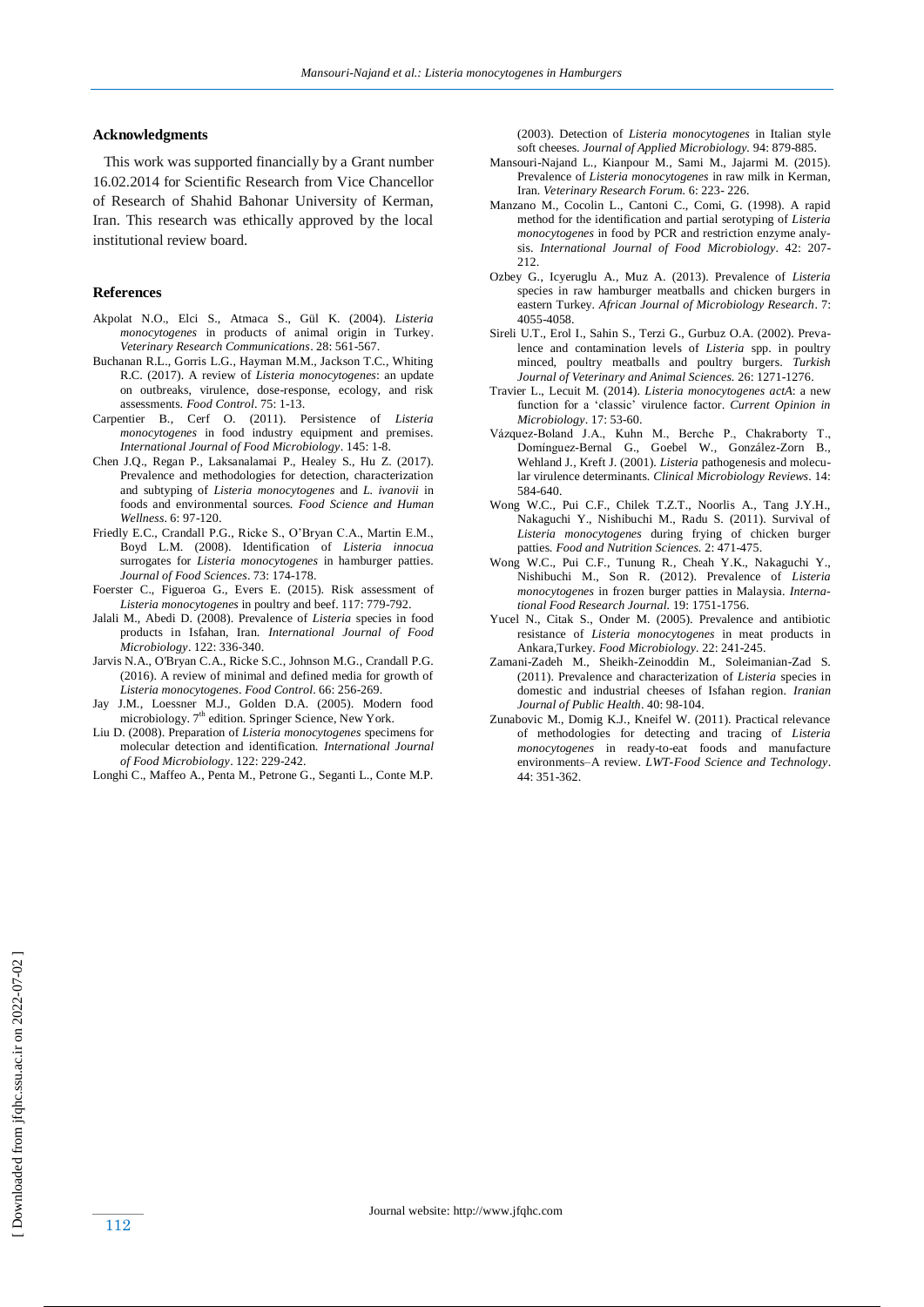### Acknowledgments

This work was supported financially by a Grant number 16.02.2014 for Scientific Research from Vice Chancellor of Research of Shahid Bahonar University of Kerman, Iran. This research was ethically approved by the local institutional review board.

### References

Akpolat N.O., Elci S., Atmaca S., Gül K. (2004). *Listeria monocytogenes* in products of animal origin in Turkey. *Veterinary Research Communications*. 28: 561-567.

Buchanan R.L., Gorris L.G., Hayman M.M., Jackson T.C., Whiting R.C. (2017). A review of *Listeria monocytogenes*: an update on outbreaks, virulence, dose-response, ecology, and risk assessments. *Food Control*. 75: 1-13.

Carpentier B., Cerf O. (2011). Persistence of *Listeria monocytogenes* in food industry equipment and premises. *International Journal of Food Microbiology*. 145: 1-8.

Chen J.Q., Regan P., Laksanalamai P., Healey S., Hu Z. (2017). Prevalence and methodologies for detection, characterization and subtyping of *Listeria monocytogenes* and *L. ivanovii* in foods and environmental sources. *Food Science and Human Wellness*. 6: 97-120.

Friedly E.C., Crandall P.G., Ricke S., O'Bryan C.A., Martin E.M., Boyd L.M. (2008). Identification of *Listeria innocua* surrogates for *Listeria monocytogenes* in hamburger patties. *Journal of Food Sciences*. 73: 174-178.

Foerster C., Figueroa G., Evers E. (2015). Risk assessment of *Listeria monocytogenes* in poultry and beef. 117: 779-792.

Jalali M., Abedi D. (2008). Prevalence of *Listeria* species in food products in Isfahan, Iran. *International Journal of Food Microbiology*. 122: 336-340.

Jarvis N.A., O'Bryan C.A., Ricke S.C., Johnson M.G., Crandall P.G. (2016). A review of minimal and defined media for growth of *Listeria monocytogenes*. *Food Control*. 66: 256-269.

Jay J.M., Loessner M.J., Golden D.A. (2005). Modern food microbiology. 7th edition. Springer Science, New York.

Liu D. (2008). Preparation of *Listeria monocytogenes* specimens for molecular detection and identification. *International Journal of Food Microbiology*. 122: 229-242.

Longhi C., Maffeo A., Penta M., Petrone G., Seganti L., Conte M.P. (2003). Detection of *Listeria monocytogenes* in Italian style soft cheeses. *Journal of Applied Microbiology.* 94: 879-885.

Mansouri-Najand L., Kianpour M., Sami M., Jajarmi M. (2015). Prevalence of *Listeria monocytogenes* in raw milk in Kerman, Iran. *Veterinary Research Forum.* 6: 223- 226.

Manzano M., Cocolin L., Cantoni C., Comi, G. (1998). A rapid method for the identification and partial serotyping of *Listeria monocytogenes* in food by PCR and restriction enzyme analysis. *International Journal of Food Microbiology*. 42: 207-212.

Ozbey G., Icyeruglu A., Muz A. (2013). Prevalence of *Listeria* species in raw hamburger meatballs and chicken burgers in eastern Turkey. *African Journal of Microbiology Research*. 7: 4055-4058.

Sireli U.T., Erol I., Sahin S., Terzi G., Gurbuz O.A. (2002). Prevalence and contamination levels of *Listeria* spp. in poultry minced, poultry meatballs and poultry burgers. *Turkish Journal of Veterinary and Animal Sciences.* 26: 1271-1276.

Travier L., Lecuit M. (2014). *Listeria monocytogenes actA*: a new function for a 'classic' virulence factor. *Current Opinion in Microbiology*. 17: 53-60.

Vázquez-Boland J.A., Kuhn M., Berche P., Chakraborty T., Domínguez-Bernal G., Goebel W., González-Zorn B., Wehland J., Kreft J. (2001). *Listeria* pathogenesis and molecular virulence determinants. *Clinical Microbiology Reviews*. 14: 584-640.

Wong W.C., Pui C.F., Chilek T.Z.T., Noorlis A., Tang J.Y.H., Nakaguchi Y., Nishibuchi M., Radu S. (2011). Survival of *Listeria monocytogenes* during frying of chicken burger patties. *Food and Nutrition Sciences.* 2: 471-475.

Wong W.C., Pui C.F., Tunung R., Cheah Y.K., Nakaguchi Y., Nishibuchi M., Son R. (2012). Prevalence of *Listeria monocytogenes* in frozen burger patties in Malaysia. *International Food Research Journal.* 19: 1751-1756.

Yucel N., Citak S., Onder M. (2005). Prevalence and antibiotic resistance of *Listeria monocytogenes* in meat products in Ankara,Turkey. *Food Microbiology.* 22: 241-245.

Zamani-Zadeh M., Sheikh-Zeinoddin M., Soleimanian-Zad S. (2011). Prevalence and characterization of *Listeria* species in domestic and industrial cheeses of Isfahan region. *Iranian Journal of Public Health*. 40: 98-104.

Zunabovic M., Domig K.J., Kneifel W. (2011). Practical relevance of methodologies for detecting and tracing of *Listeria monocytogenes* in ready-to-eat foods and manufacture environments–A review. *LWT-Food Science and Technology*. 44: 351-362.